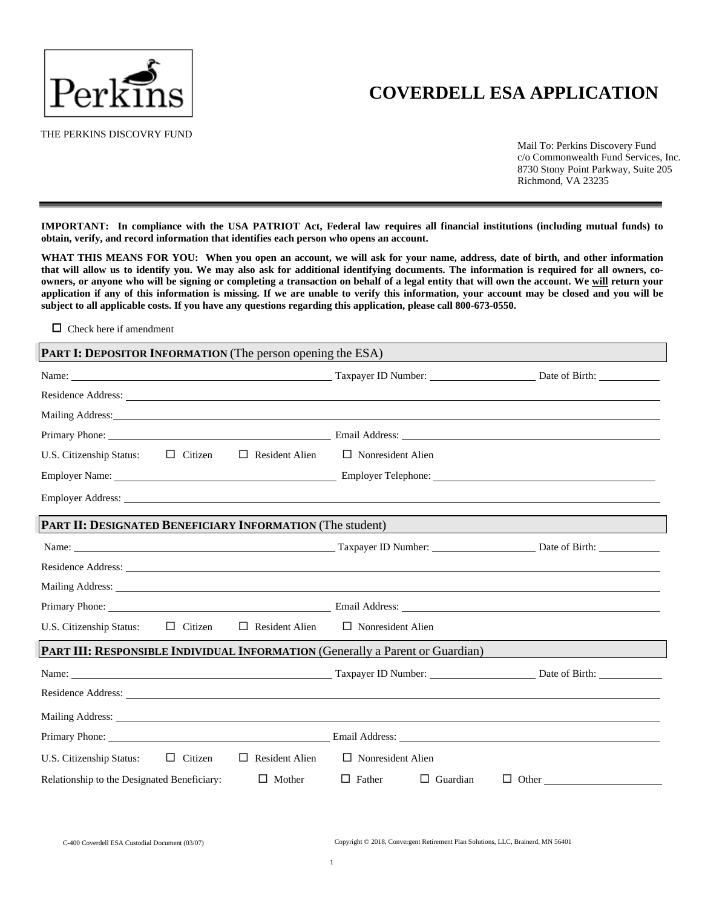Perkins

# COVERDELL ESA APPLICATION

THE PERKINS DISCOVRY FUND

Mail To: Perkins Discovery Fund
c/o Commonwealth Fund Services, Inc.
8730 Stony Point Parkway, Suite 205
Richmond, VA 23235

**IMPORTANT: In compliance with the USA PATRIOT Act, Federal law requires all financial institutions (including mutual funds) to obtain, verify, and record information that identifies each person who opens an account.**

**WHAT THIS MEANS FOR YOU: When you open an account, we will ask for your name, address, date of birth, and other information that will allow us to identify you. We may also ask for additional identifying documents. The information is required for all owners, co-owners, or anyone who will be signing or completing a transaction on behalf of a legal entity that will own the account. We will return your application if any of this information is missing. If we are unable to verify this information, your account may be closed and you will be subject to all applicable costs. If you have any questions regarding this application, please call 800-673-0550.**

☐ Check here if amendment

## PART I: DEPOSITOR INFORMATION (The person opening the ESA)

Name: ______________________ Taxpayer ID Number: ____________ Date of Birth: ________

Residence Address: ______________________________________________

Mailing Address: ______________________________________________

Primary Phone: ______________________ Email Address: ______________________

U.S. Citizenship Status: ☐ Citizen ☐ Resident Alien ☐ Nonresident Alien

Employer Name: ______________________ Employer Telephone: ______________________

Employer Address: ______________________________________________

## PART II: DESIGNATED BENEFICIARY INFORMATION (The student)

Name: ______________________ Taxpayer ID Number: ____________ Date of Birth: ________

Residence Address: ______________________________________________

Mailing Address: ______________________________________________

Primary Phone: ______________________ Email Address: ______________________

U.S. Citizenship Status: ☐ Citizen ☐ Resident Alien ☐ Nonresident Alien

## PART III: RESPONSIBLE INDIVIDUAL INFORMATION (Generally a Parent or Guardian)

Name: ______________________ Taxpayer ID Number: ____________ Date of Birth: ________

Residence Address: ______________________________________________

Mailing Address: ______________________________________________

Primary Phone: ______________________ Email Address: ______________________

U.S. Citizenship Status: ☐ Citizen ☐ Resident Alien ☐ Nonresident Alien

Relationship to the Designated Beneficiary: ☐ Mother ☐ Father ☐ Guardian ☐ Other ____________

C-400 Coverdell ESA Custodial Document (03/07)

Copyright © 2018, Convergent Retirement Plan Solutions, LLC, Brainerd, MN 56401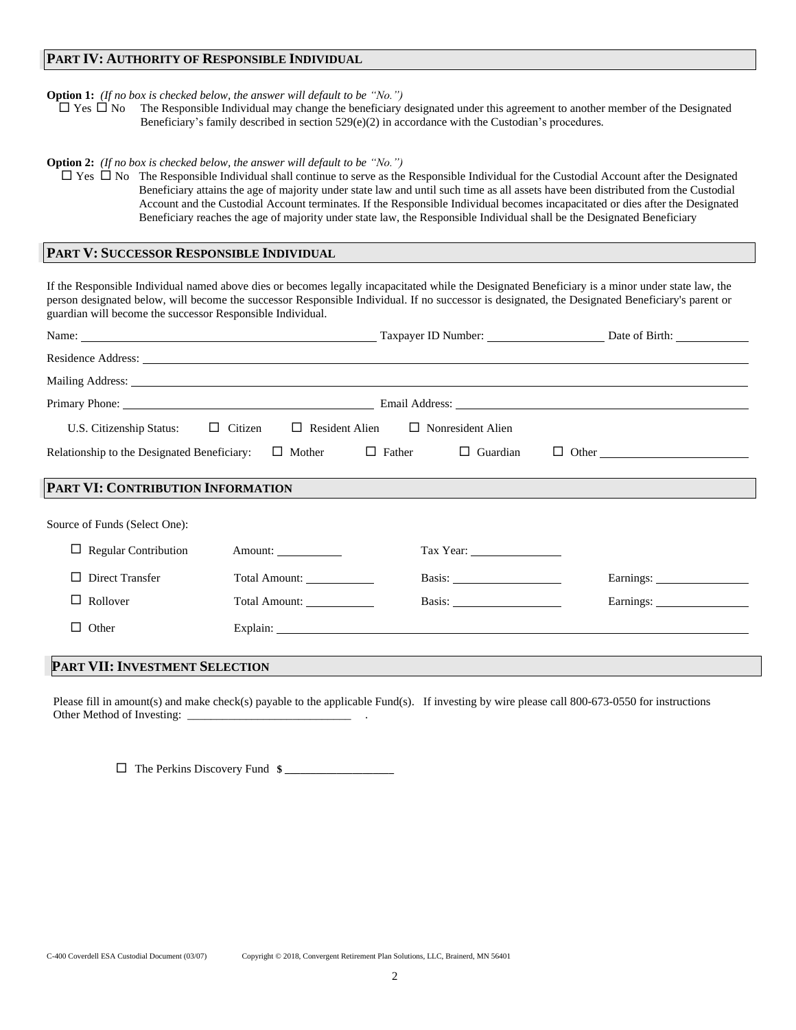## PART IV: AUTHORITY OF RESPONSIBLE INDIVIDUAL

**Option 1:** *(If no box is checked below, the answer will default to be "No.")*

☐ Yes ☐ No The Responsible Individual may change the beneficiary designated under this agreement to another member of the Designated Beneficiary's family described in section 529(e)(2) in accordance with the Custodian's procedures.

**Option 2:** *(If no box is checked below, the answer will default to be "No.")*

☐ Yes ☐ No The Responsible Individual shall continue to serve as the Responsible Individual for the Custodial Account after the Designated Beneficiary attains the age of majority under state law and until such time as all assets have been distributed from the Custodial Account and the Custodial Account terminates. If the Responsible Individual becomes incapacitated or dies after the Designated Beneficiary reaches the age of majority under state law, the Responsible Individual shall be the Designated Beneficiary

## PART V: SUCCESSOR RESPONSIBLE INDIVIDUAL

If the Responsible Individual named above dies or becomes legally incapacitated while the Designated Beneficiary is a minor under state law, the person designated below, will become the successor Responsible Individual. If no successor is designated, the Designated Beneficiary's parent or guardian will become the successor Responsible Individual.

Name: ______________________ Taxpayer ID Number: ______________ Date of Birth: __________

Residence Address: ______________________________________________

Mailing Address: ______________________________________________

Primary Phone: ______________________ Email Address: ______________________

U.S. Citizenship Status: ☐ Citizen ☐ Resident Alien ☐ Nonresident Alien

Relationship to the Designated Beneficiary: ☐ Mother ☐ Father ☐ Guardian ☐ Other ______________

## PART VI: CONTRIBUTION INFORMATION

Source of Funds (Select One):

☐ Regular Contribution Amount: __________ Tax Year: ______________

☐ Direct Transfer Total Amount: __________ Basis: ______________ Earnings: ______________

☐ Rollover Total Amount: __________ Basis: ______________ Earnings: ______________

☐ Other Explain: ______________________________________________

## PART VII: INVESTMENT SELECTION

Please fill in amount(s) and make check(s) payable to the applicable Fund(s). If investing by wire please call 800-673-0550 for instructions
Other Method of Investing: ___________________________ .

☐ The Perkins Discovery Fund $ ______________

C-400 Coverdell ESA Custodial Document (03/07) Copyright © 2018, Convergent Retirement Plan Solutions, LLC, Brainerd, MN 56401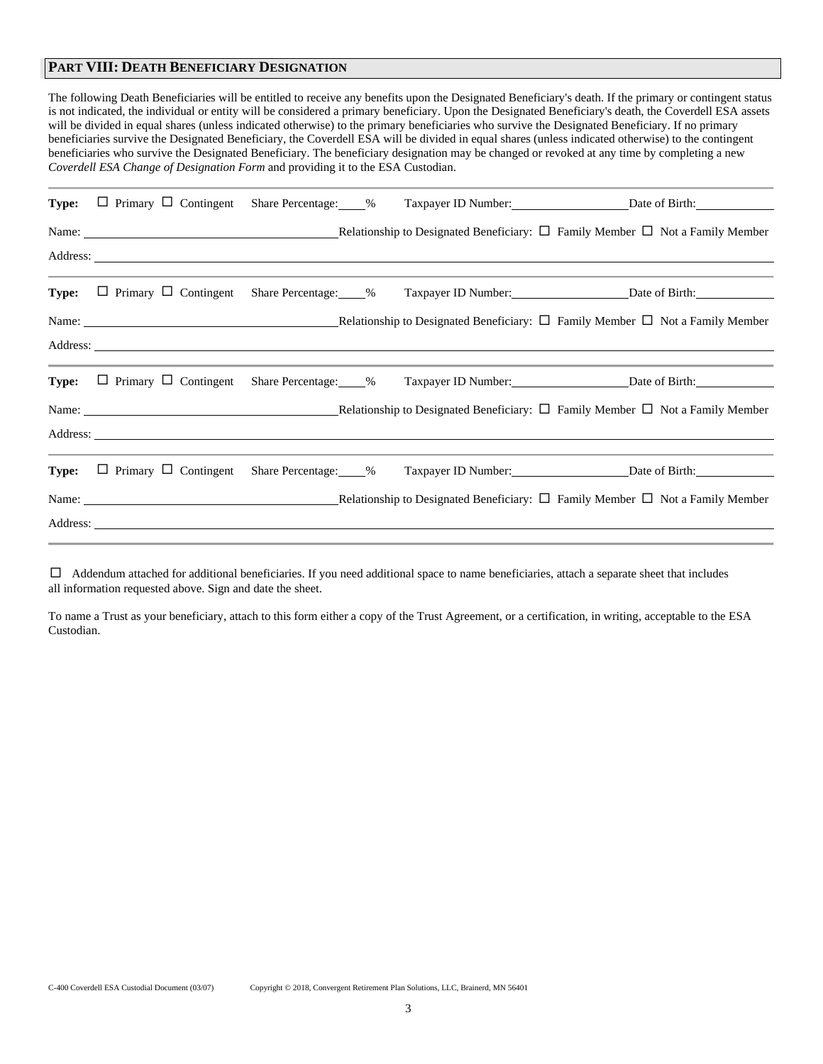## PART VIII: DEATH BENEFICIARY DESIGNATION

The following Death Beneficiaries will be entitled to receive any benefits upon the Designated Beneficiary's death. If the primary or contingent status is not indicated, the individual or entity will be considered a primary beneficiary. Upon the Designated Beneficiary's death, the Coverdell ESA assets will be divided in equal shares (unless indicated otherwise) to the primary beneficiaries who survive the Designated Beneficiary. If no primary beneficiaries survive the Designated Beneficiary, the Coverdell ESA will be divided in equal shares (unless indicated otherwise) to the contingent beneficiaries who survive the Designated Beneficiary. The beneficiary designation may be changed or revoked at any time by completing a new *Coverdell ESA Change of Designation Form* and providing it to the ESA Custodian.

**Type:** ☐ Primary ☐ Contingent Share Percentage:____% Taxpayer ID Number:__________________ Date of Birth:____________

Name: ________________________________________ Relationship to Designated Beneficiary: ☐ Family Member ☐ Not a Family Member

Address: ______________________________________________________________________________________________

**Type:** ☐ Primary ☐ Contingent Share Percentage:____% Taxpayer ID Number:__________________ Date of Birth:____________

Name: ________________________________________ Relationship to Designated Beneficiary: ☐ Family Member ☐ Not a Family Member

Address: ______________________________________________________________________________________________

**Type:** ☐ Primary ☐ Contingent Share Percentage:____% Taxpayer ID Number:__________________ Date of Birth:____________

Name: ________________________________________ Relationship to Designated Beneficiary: ☐ Family Member ☐ Not a Family Member

Address: ______________________________________________________________________________________________

**Type:** ☐ Primary ☐ Contingent Share Percentage:____% Taxpayer ID Number:__________________ Date of Birth:____________

Name: ________________________________________ Relationship to Designated Beneficiary: ☐ Family Member ☐ Not a Family Member

Address: ______________________________________________________________________________________________

☐ Addendum attached for additional beneficiaries. If you need additional space to name beneficiaries, attach a separate sheet that includes all information requested above. Sign and date the sheet.

To name a Trust as your beneficiary, attach to this form either a copy of the Trust Agreement, or a certification, in writing, acceptable to the ESA Custodian.

C-400 Coverdell ESA Custodial Document (03/07) Copyright © 2018, Convergent Retirement Plan Solutions, LLC, Brainerd, MN 56401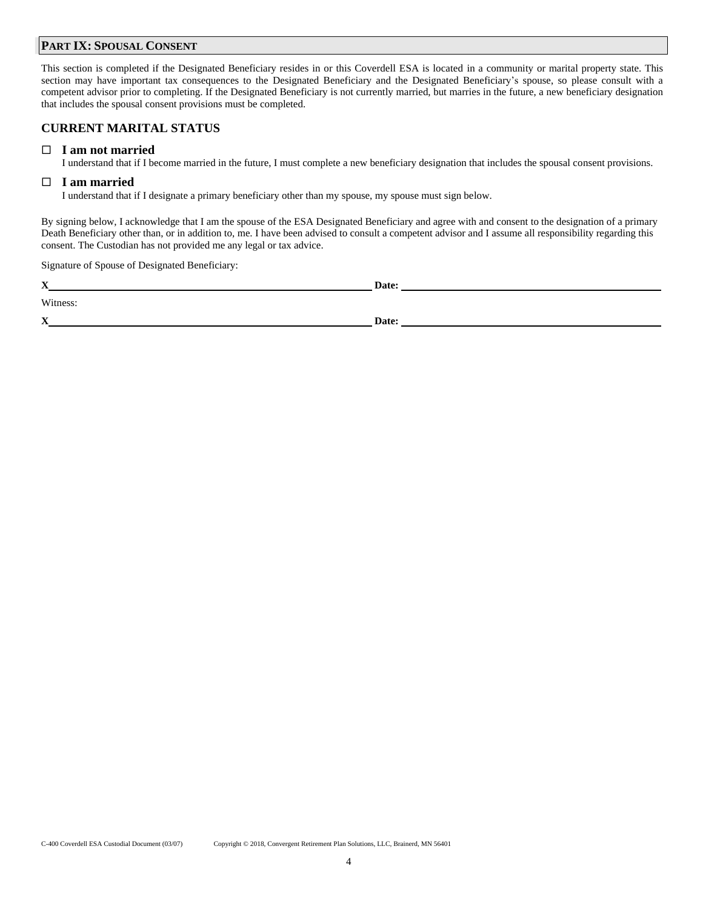## PART IX: SPOUSAL CONSENT

This section is completed if the Designated Beneficiary resides in or this Coverdell ESA is located in a community or marital property state. This section may have important tax consequences to the Designated Beneficiary and the Designated Beneficiary's spouse, so please consult with a competent advisor prior to completing. If the Designated Beneficiary is not currently married, but marries in the future, a new beneficiary designation that includes the spousal consent provisions must be completed.

### CURRENT MARITAL STATUS

☐ **I am not married**
I understand that if I become married in the future, I must complete a new beneficiary designation that includes the spousal consent provisions.

☐ **I am married**
I understand that if I designate a primary beneficiary other than my spouse, my spouse must sign below.

By signing below, I acknowledge that I am the spouse of the ESA Designated Beneficiary and agree with and consent to the designation of a primary Death Beneficiary other than, or in addition to, me. I have been advised to consult a competent advisor and I assume all responsibility regarding this consent. The Custodian has not provided me any legal or tax advice.

Signature of Spouse of Designated Beneficiary:

**X**\_\_\_\_\_\_\_\_\_\_\_\_\_\_\_\_\_\_\_\_\_\_\_\_\_\_\_\_\_\_\_\_\_\_\_\_\_\_\_\_ **Date:** \_\_\_\_\_\_\_\_\_\_\_\_\_\_\_\_\_\_\_\_\_\_\_\_\_\_\_\_\_\_\_\_

Witness:

**X**\_\_\_\_\_\_\_\_\_\_\_\_\_\_\_\_\_\_\_\_\_\_\_\_\_\_\_\_\_\_\_\_\_\_\_\_\_\_\_\_ **Date:** \_\_\_\_\_\_\_\_\_\_\_\_\_\_\_\_\_\_\_\_\_\_\_\_\_\_\_\_\_\_\_\_

C-400 Coverdell ESA Custodial Document (03/07) Copyright © 2018, Convergent Retirement Plan Solutions, LLC, Brainerd, MN 56401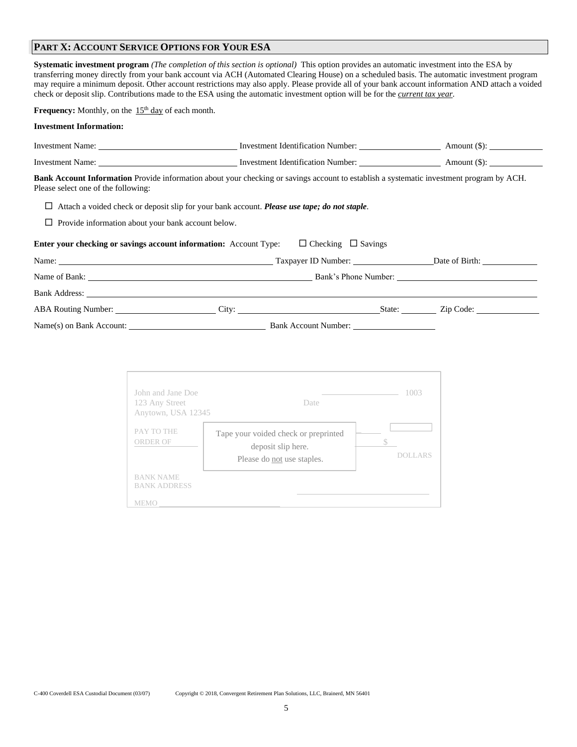## PART X: ACCOUNT SERVICE OPTIONS FOR YOUR ESA

**Systematic investment program** *(The completion of this section is optional)* This option provides an automatic investment into the ESA by transferring money directly from your bank account via ACH (Automated Clearing House) on a scheduled basis. The automatic investment program may require a minimum deposit. Other account restrictions may also apply. Please provide all of your bank account information AND attach a voided check or deposit slip. Contributions made to the ESA using the automatic investment option will be for the *current tax year*.

**Frequency:** Monthly, on the 15th day of each month.

**Investment Information:**

Investment Name: \_\_\_\_\_\_\_\_\_\_\_\_\_\_\_\_ Investment Identification Number: \_\_\_\_\_\_\_\_\_\_\_\_ Amount ($): \_\_\_\_\_\_\_\_

Investment Name: \_\_\_\_\_\_\_\_\_\_\_\_\_\_\_\_ Investment Identification Number: \_\_\_\_\_\_\_\_\_\_\_\_ Amount ($): \_\_\_\_\_\_\_\_

**Bank Account Information** Provide information about your checking or savings account to establish a systematic investment program by ACH. Please select one of the following:

☐ Attach a voided check or deposit slip for your bank account. ***Please use tape; do not staple***.

☐ Provide information about your bank account below.

**Enter your checking or savings account information:** Account Type: ☐ Checking ☐ Savings

Name: \_\_\_\_\_\_\_\_\_\_\_\_\_\_\_\_ Taxpayer ID Number: \_\_\_\_\_\_\_\_\_\_\_\_ Date of Birth: \_\_\_\_\_\_\_\_

Name of Bank: \_\_\_\_\_\_\_\_\_\_\_\_\_\_\_\_ Bank's Phone Number: \_\_\_\_\_\_\_\_\_\_\_\_

Bank Address: \_\_\_\_\_\_\_\_\_\_\_\_\_\_\_\_

ABA Routing Number: \_\_\_\_\_\_\_\_\_\_\_\_ City: \_\_\_\_\_\_\_\_\_\_\_\_ State: \_\_\_\_\_\_ Zip Code: \_\_\_\_\_\_\_\_

Name(s) on Bank Account: \_\_\_\_\_\_\_\_\_\_\_\_\_\_\_\_ Bank Account Number: \_\_\_\_\_\_\_\_\_\_\_\_

John and Jane Doe
123 Any Street
Anytown, USA 12345

Date 1003

PAY TO THE ORDER OF $

DOLLARS

Tape your voided check or preprinted deposit slip here.
Please do not use staples.

BANK NAME
BANK ADDRESS

MEMO

C-400 Coverdell ESA Custodial Document (03/07) Copyright © 2018, Convergent Retirement Plan Solutions, LLC, Brainerd, MN 56401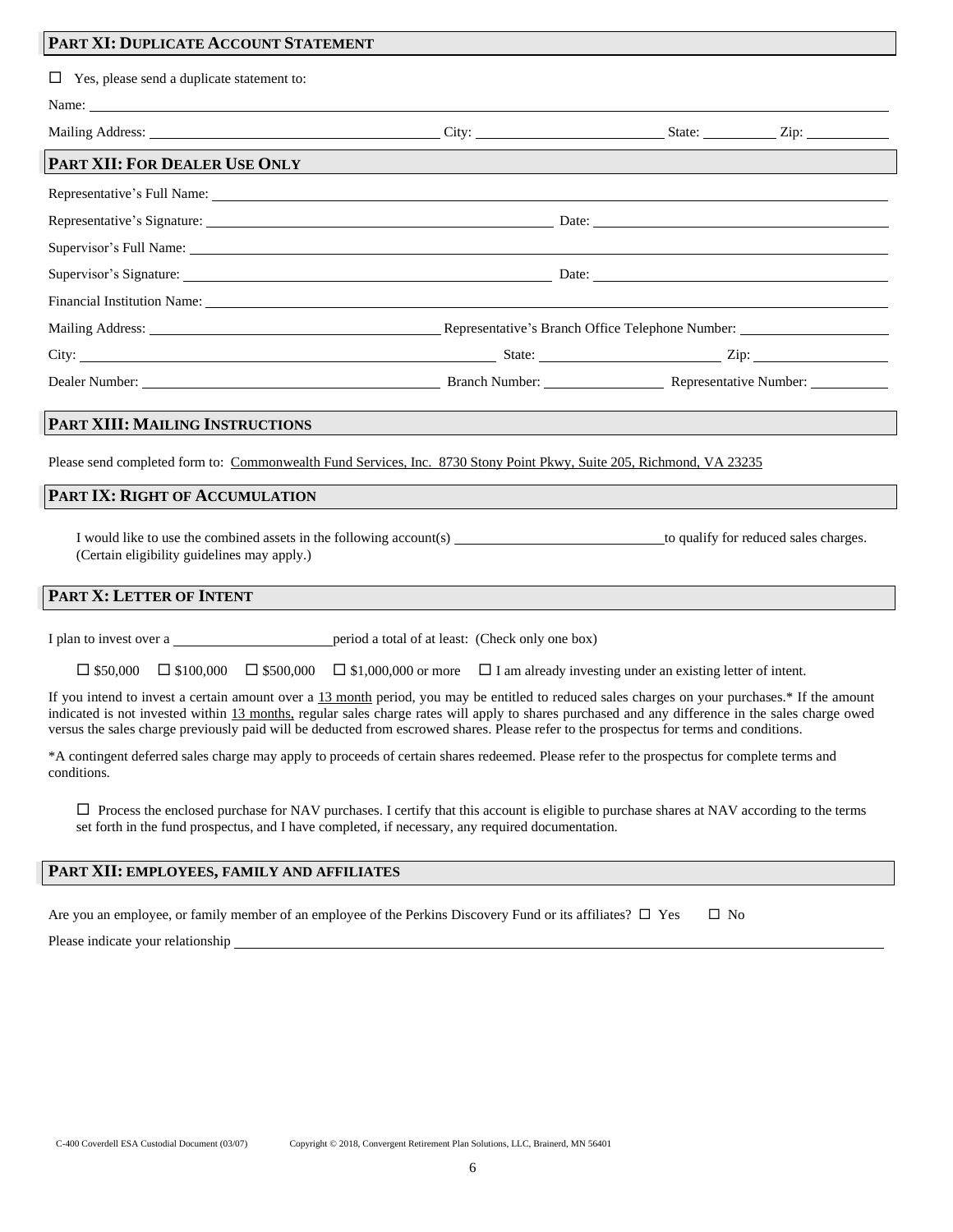## PART XI: DUPLICATE ACCOUNT STATEMENT

☐ Yes, please send a duplicate statement to:

Name: \_\_\_\_\_\_\_\_\_\_\_\_\_\_\_\_\_\_\_\_\_\_\_\_\_\_\_\_\_\_\_\_\_\_\_\_\_\_\_\_

Mailing Address: \_\_\_\_\_\_\_\_\_\_\_\_\_\_\_\_\_\_\_\_ City: \_\_\_\_\_\_\_\_\_\_\_\_\_\_ State: \_\_\_\_\_\_ Zip: \_\_\_\_\_\_

## PART XII: FOR DEALER USE ONLY

Representative's Full Name: \_\_\_\_\_\_\_\_\_\_\_\_\_\_\_\_\_\_\_\_\_\_\_\_\_\_\_\_\_\_\_\_\_\_\_\_\_\_\_\_

Representative's Signature: \_\_\_\_\_\_\_\_\_\_\_\_\_\_\_\_\_\_\_\_ Date: \_\_\_\_\_\_\_\_\_\_\_\_\_\_\_\_\_\_\_\_

Supervisor's Full Name: \_\_\_\_\_\_\_\_\_\_\_\_\_\_\_\_\_\_\_\_\_\_\_\_\_\_\_\_\_\_\_\_\_\_\_\_\_\_\_\_

Supervisor's Signature: \_\_\_\_\_\_\_\_\_\_\_\_\_\_\_\_\_\_\_\_ Date: \_\_\_\_\_\_\_\_\_\_\_\_\_\_\_\_\_\_\_\_

Financial Institution Name: \_\_\_\_\_\_\_\_\_\_\_\_\_\_\_\_\_\_\_\_\_\_\_\_\_\_\_\_\_\_\_\_\_\_\_\_\_\_\_\_

Mailing Address: \_\_\_\_\_\_\_\_\_\_\_\_\_\_\_\_\_\_\_\_ Representative's Branch Office Telephone Number: \_\_\_\_\_\_\_\_\_\_\_\_\_\_

City: \_\_\_\_\_\_\_\_\_\_\_\_\_\_\_\_\_\_\_\_ State: \_\_\_\_\_\_\_\_\_\_\_\_ Zip: \_\_\_\_\_\_\_\_\_\_\_\_

Dealer Number: \_\_\_\_\_\_\_\_\_\_\_\_\_\_\_\_\_\_\_\_ Branch Number: \_\_\_\_\_\_\_\_\_\_ Representative Number: \_\_\_\_\_\_\_\_\_\_

## PART XIII: MAILING INSTRUCTIONS

Please send completed form to: Commonwealth Fund Services, Inc. 8730 Stony Point Pkwy, Suite 205, Richmond, VA 23235

## PART IX: RIGHT OF ACCUMULATION

I would like to use the combined assets in the following account(s) \_\_\_\_\_\_\_\_\_\_\_\_\_\_\_\_\_\_\_\_ to qualify for reduced sales charges. (Certain eligibility guidelines may apply.)

## PART X: LETTER OF INTENT

I plan to invest over a \_\_\_\_\_\_\_\_\_\_\_\_\_\_\_\_ period a total of at least: (Check only one box)

☐ \$50,000 ☐ \$100,000 ☐ \$500,000 ☐ \$1,000,000 or more ☐ I am already investing under an existing letter of intent.

If you intend to invest a certain amount over a 13 month period, you may be entitled to reduced sales charges on your purchases.* If the amount indicated is not invested within 13 months, regular sales charge rates will apply to shares purchased and any difference in the sales charge owed versus the sales charge previously paid will be deducted from escrowed shares. Please refer to the prospectus for terms and conditions.

*A contingent deferred sales charge may apply to proceeds of certain shares redeemed. Please refer to the prospectus for complete terms and conditions.

☐ Process the enclosed purchase for NAV purchases. I certify that this account is eligible to purchase shares at NAV according to the terms set forth in the fund prospectus, and I have completed, if necessary, any required documentation.

## PART XII: EMPLOYEES, FAMILY AND AFFILIATES

Are you an employee, or family member of an employee of the Perkins Discovery Fund or its affiliates? ☐ Yes ☐ No

Please indicate your relationship \_\_\_\_\_\_\_\_\_\_\_\_\_\_\_\_\_\_\_\_\_\_\_\_\_\_\_\_\_\_\_\_\_\_\_\_\_\_\_\_

C-400 Coverdell ESA Custodial Document (03/07) Copyright © 2018, Convergent Retirement Plan Solutions, LLC, Brainerd, MN 56401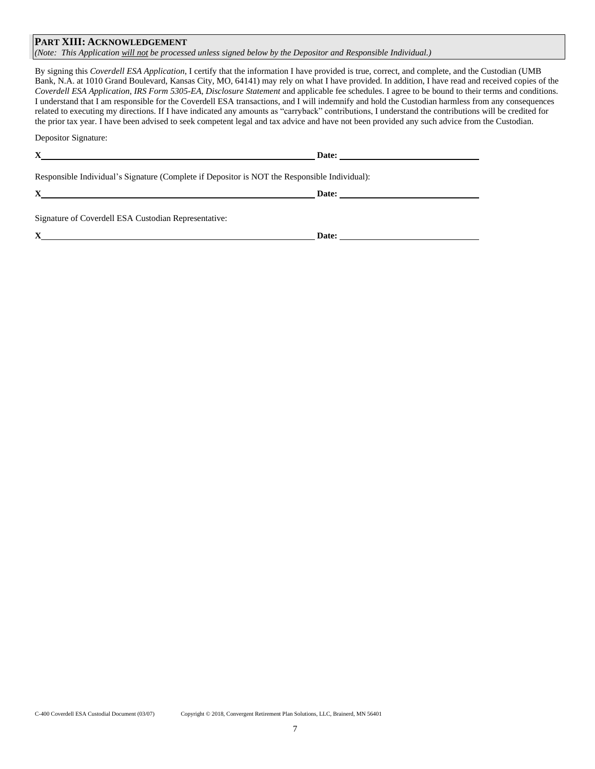## PART XIII: ACKNOWLEDGEMENT

*(Note: This Application will not be processed unless signed below by the Depositor and Responsible Individual.)*

By signing this *Coverdell ESA Application*, I certify that the information I have provided is true, correct, and complete, and the Custodian (UMB Bank, N.A. at 1010 Grand Boulevard, Kansas City, MO, 64141) may rely on what I have provided. In addition, I have read and received copies of the *Coverdell ESA Application, IRS Form 5305-EA, Disclosure Statement* and applicable fee schedules. I agree to be bound to their terms and conditions. I understand that I am responsible for the Coverdell ESA transactions, and I will indemnify and hold the Custodian harmless from any consequences related to executing my directions. If I have indicated any amounts as "carryback" contributions, I understand the contributions will be credited for the prior tax year. I have been advised to seek competent legal and tax advice and have not been provided any such advice from the Custodian.

Depositor Signature:

**X**\_\_\_\_\_\_\_\_\_\_\_\_\_\_\_\_\_\_\_\_\_\_\_\_\_\_\_\_\_\_\_\_\_\_\_\_\_\_\_\_ **Date:** \_\_\_\_\_\_\_\_\_\_\_\_\_\_\_\_\_\_\_\_

Responsible Individual's Signature (Complete if Depositor is NOT the Responsible Individual):

**X**\_\_\_\_\_\_\_\_\_\_\_\_\_\_\_\_\_\_\_\_\_\_\_\_\_\_\_\_\_\_\_\_\_\_\_\_\_\_\_\_ **Date:** \_\_\_\_\_\_\_\_\_\_\_\_\_\_\_\_\_\_\_\_

Signature of Coverdell ESA Custodian Representative:

**X**\_\_\_\_\_\_\_\_\_\_\_\_\_\_\_\_\_\_\_\_\_\_\_\_\_\_\_\_\_\_\_\_\_\_\_\_\_\_\_\_ **Date:** \_\_\_\_\_\_\_\_\_\_\_\_\_\_\_\_\_\_\_\_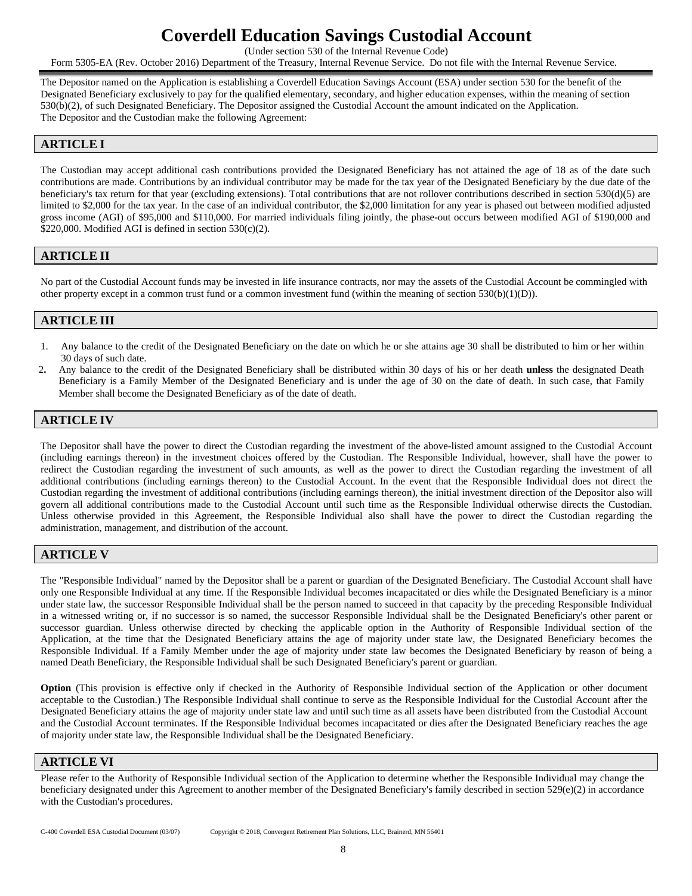# Coverdell Education Savings Custodial Account

(Under section 530 of the Internal Revenue Code)

Form 5305-EA (Rev. October 2016) Department of the Treasury, Internal Revenue Service. Do not file with the Internal Revenue Service.

The Depositor named on the Application is establishing a Coverdell Education Savings Account (ESA) under section 530 for the benefit of the Designated Beneficiary exclusively to pay for the qualified elementary, secondary, and higher education expenses, within the meaning of section 530(b)(2), of such Designated Beneficiary. The Depositor assigned the Custodial Account the amount indicated on the Application.
The Depositor and the Custodian make the following Agreement:

## ARTICLE I

The Custodian may accept additional cash contributions provided the Designated Beneficiary has not attained the age of 18 as of the date such contributions are made. Contributions by an individual contributor may be made for the tax year of the Designated Beneficiary by the due date of the beneficiary's tax return for that year (excluding extensions). Total contributions that are not rollover contributions described in section 530(d)(5) are limited to $2,000 for the tax year. In the case of an individual contributor, the $2,000 limitation for any year is phased out between modified adjusted gross income (AGI) of $95,000 and $110,000. For married individuals filing jointly, the phase-out occurs between modified AGI of $190,000 and $220,000. Modified AGI is defined in section 530(c)(2).

## ARTICLE II

No part of the Custodial Account funds may be invested in life insurance contracts, nor may the assets of the Custodial Account be commingled with other property except in a common trust fund or a common investment fund (within the meaning of section 530(b)(1)(D)).

## ARTICLE III

1. Any balance to the credit of the Designated Beneficiary on the date on which he or she attains age 30 shall be distributed to him or her within 30 days of such date.
2. Any balance to the credit of the Designated Beneficiary shall be distributed within 30 days of his or her death **unless** the designated Death Beneficiary is a Family Member of the Designated Beneficiary and is under the age of 30 on the date of death. In such case, that Family Member shall become the Designated Beneficiary as of the date of death.

## ARTICLE IV

The Depositor shall have the power to direct the Custodian regarding the investment of the above-listed amount assigned to the Custodial Account (including earnings thereon) in the investment choices offered by the Custodian. The Responsible Individual, however, shall have the power to redirect the Custodian regarding the investment of such amounts, as well as the power to direct the Custodian regarding the investment of all additional contributions (including earnings thereon) to the Custodial Account. In the event that the Responsible Individual does not direct the Custodian regarding the investment of additional contributions (including earnings thereon), the initial investment direction of the Depositor also will govern all additional contributions made to the Custodial Account until such time as the Responsible Individual otherwise directs the Custodian. Unless otherwise provided in this Agreement, the Responsible Individual also shall have the power to direct the Custodian regarding the administration, management, and distribution of the account.

## ARTICLE V

The "Responsible Individual" named by the Depositor shall be a parent or guardian of the Designated Beneficiary. The Custodial Account shall have only one Responsible Individual at any time. If the Responsible Individual becomes incapacitated or dies while the Designated Beneficiary is a minor under state law, the successor Responsible Individual shall be the person named to succeed in that capacity by the preceding Responsible Individual in a witnessed writing or, if no successor is so named, the successor Responsible Individual shall be the Designated Beneficiary's other parent or successor guardian. Unless otherwise directed by checking the applicable option in the Authority of Responsible Individual section of the Application, at the time that the Designated Beneficiary attains the age of majority under state law, the Designated Beneficiary becomes the Responsible Individual. If a Family Member under the age of majority under state law becomes the Designated Beneficiary by reason of being a named Death Beneficiary, the Responsible Individual shall be such Designated Beneficiary's parent or guardian.

**Option** (This provision is effective only if checked in the Authority of Responsible Individual section of the Application or other document acceptable to the Custodian.) The Responsible Individual shall continue to serve as the Responsible Individual for the Custodial Account after the Designated Beneficiary attains the age of majority under state law and until such time as all assets have been distributed from the Custodial Account and the Custodial Account terminates. If the Responsible Individual becomes incapacitated or dies after the Designated Beneficiary reaches the age of majority under state law, the Responsible Individual shall be the Designated Beneficiary.

## ARTICLE VI

Please refer to the Authority of Responsible Individual section of the Application to determine whether the Responsible Individual may change the beneficiary designated under this Agreement to another member of the Designated Beneficiary's family described in section 529(e)(2) in accordance with the Custodian's procedures.

C-400 Coverdell ESA Custodial Document (03/07) Copyright © 2018, Convergent Retirement Plan Solutions, LLC, Brainerd, MN 56401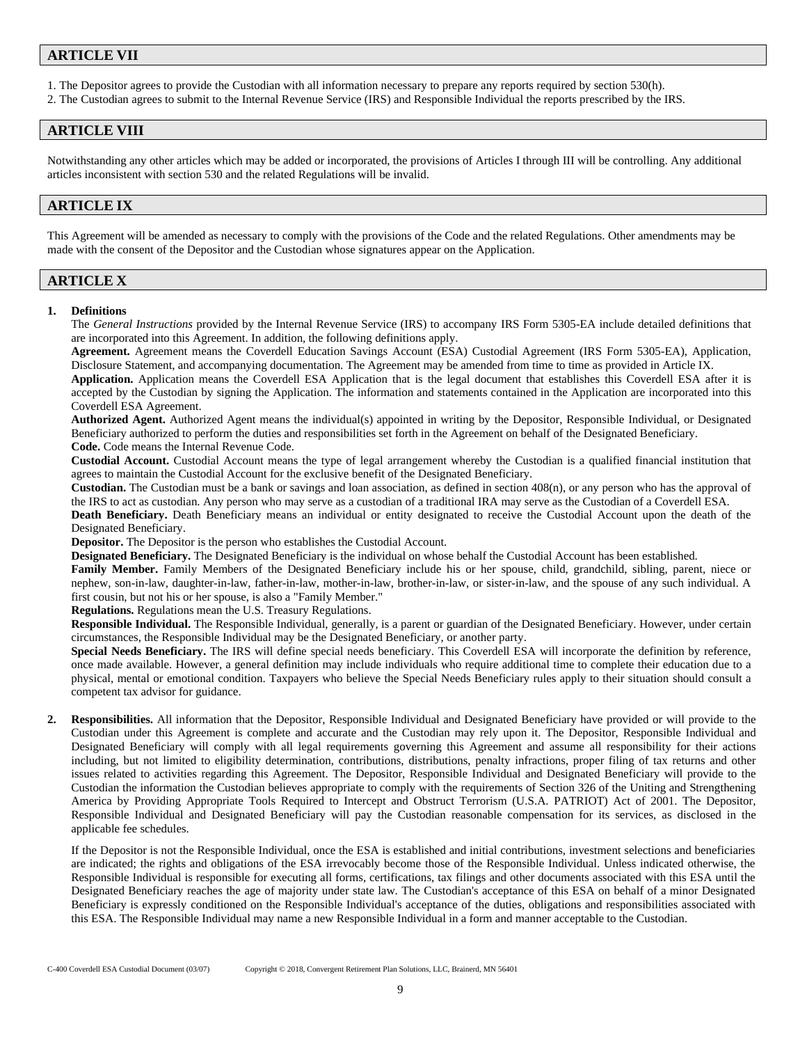## ARTICLE VII

1. The Depositor agrees to provide the Custodian with all information necessary to prepare any reports required by section 530(h).
2. The Custodian agrees to submit to the Internal Revenue Service (IRS) and Responsible Individual the reports prescribed by the IRS.

## ARTICLE VIII

Notwithstanding any other articles which may be added or incorporated, the provisions of Articles I through III will be controlling. Any additional articles inconsistent with section 530 and the related Regulations will be invalid.

## ARTICLE IX

This Agreement will be amended as necessary to comply with the provisions of the Code and the related Regulations. Other amendments may be made with the consent of the Depositor and the Custodian whose signatures appear on the Application.

## ARTICLE X

1. **Definitions**

   The *General Instructions* provided by the Internal Revenue Service (IRS) to accompany IRS Form 5305-EA include detailed definitions that are incorporated into this Agreement. In addition, the following definitions apply.

   **Agreement.** Agreement means the Coverdell Education Savings Account (ESA) Custodial Agreement (IRS Form 5305-EA), Application, Disclosure Statement, and accompanying documentation. The Agreement may be amended from time to time as provided in Article IX.

   **Application.** Application means the Coverdell ESA Application that is the legal document that establishes this Coverdell ESA after it is accepted by the Custodian by signing the Application. The information and statements contained in the Application are incorporated into this Coverdell ESA Agreement.

   **Authorized Agent.** Authorized Agent means the individual(s) appointed in writing by the Depositor, Responsible Individual, or Designated Beneficiary authorized to perform the duties and responsibilities set forth in the Agreement on behalf of the Designated Beneficiary.

   **Code.** Code means the Internal Revenue Code.

   **Custodial Account.** Custodial Account means the type of legal arrangement whereby the Custodian is a qualified financial institution that agrees to maintain the Custodial Account for the exclusive benefit of the Designated Beneficiary.

   **Custodian.** The Custodian must be a bank or savings and loan association, as defined in section 408(n), or any person who has the approval of the IRS to act as custodian. Any person who may serve as a custodian of a traditional IRA may serve as the Custodian of a Coverdell ESA.

   **Death Beneficiary.** Death Beneficiary means an individual or entity designated to receive the Custodial Account upon the death of the Designated Beneficiary.

   **Depositor.** The Depositor is the person who establishes the Custodial Account.

   **Designated Beneficiary.** The Designated Beneficiary is the individual on whose behalf the Custodial Account has been established.

   **Family Member.** Family Members of the Designated Beneficiary include his or her spouse, child, grandchild, sibling, parent, niece or nephew, son-in-law, daughter-in-law, father-in-law, mother-in-law, brother-in-law, or sister-in-law, and the spouse of any such individual. A first cousin, but not his or her spouse, is also a "Family Member."

   **Regulations.** Regulations mean the U.S. Treasury Regulations.

   **Responsible Individual.** The Responsible Individual, generally, is a parent or guardian of the Designated Beneficiary. However, under certain circumstances, the Responsible Individual may be the Designated Beneficiary, or another party.

   **Special Needs Beneficiary.** The IRS will define special needs beneficiary. This Coverdell ESA will incorporate the definition by reference, once made available. However, a general definition may include individuals who require additional time to complete their education due to a physical, mental or emotional condition. Taxpayers who believe the Special Needs Beneficiary rules apply to their situation should consult a competent tax advisor for guidance.

2. **Responsibilities.** All information that the Depositor, Responsible Individual and Designated Beneficiary have provided or will provide to the Custodian under this Agreement is complete and accurate and the Custodian may rely upon it. The Depositor, Responsible Individual and Designated Beneficiary will comply with all legal requirements governing this Agreement and assume all responsibility for their actions including, but not limited to eligibility determination, contributions, distributions, penalty infractions, proper filing of tax returns and other issues related to activities regarding this Agreement. The Depositor, Responsible Individual and Designated Beneficiary will provide to the Custodian the information the Custodian believes appropriate to comply with the requirements of Section 326 of the Uniting and Strengthening America by Providing Appropriate Tools Required to Intercept and Obstruct Terrorism (U.S.A. PATRIOT) Act of 2001. The Depositor, Responsible Individual and Designated Beneficiary will pay the Custodian reasonable compensation for its services, as disclosed in the applicable fee schedules.

   If the Depositor is not the Responsible Individual, once the ESA is established and initial contributions, investment selections and beneficiaries are indicated; the rights and obligations of the ESA irrevocably become those of the Responsible Individual. Unless indicated otherwise, the Responsible Individual is responsible for executing all forms, certifications, tax filings and other documents associated with this ESA until the Designated Beneficiary reaches the age of majority under state law. The Custodian's acceptance of this ESA on behalf of a minor Designated Beneficiary is expressly conditioned on the Responsible Individual's acceptance of the duties, obligations and responsibilities associated with this ESA. The Responsible Individual may name a new Responsible Individual in a form and manner acceptable to the Custodian.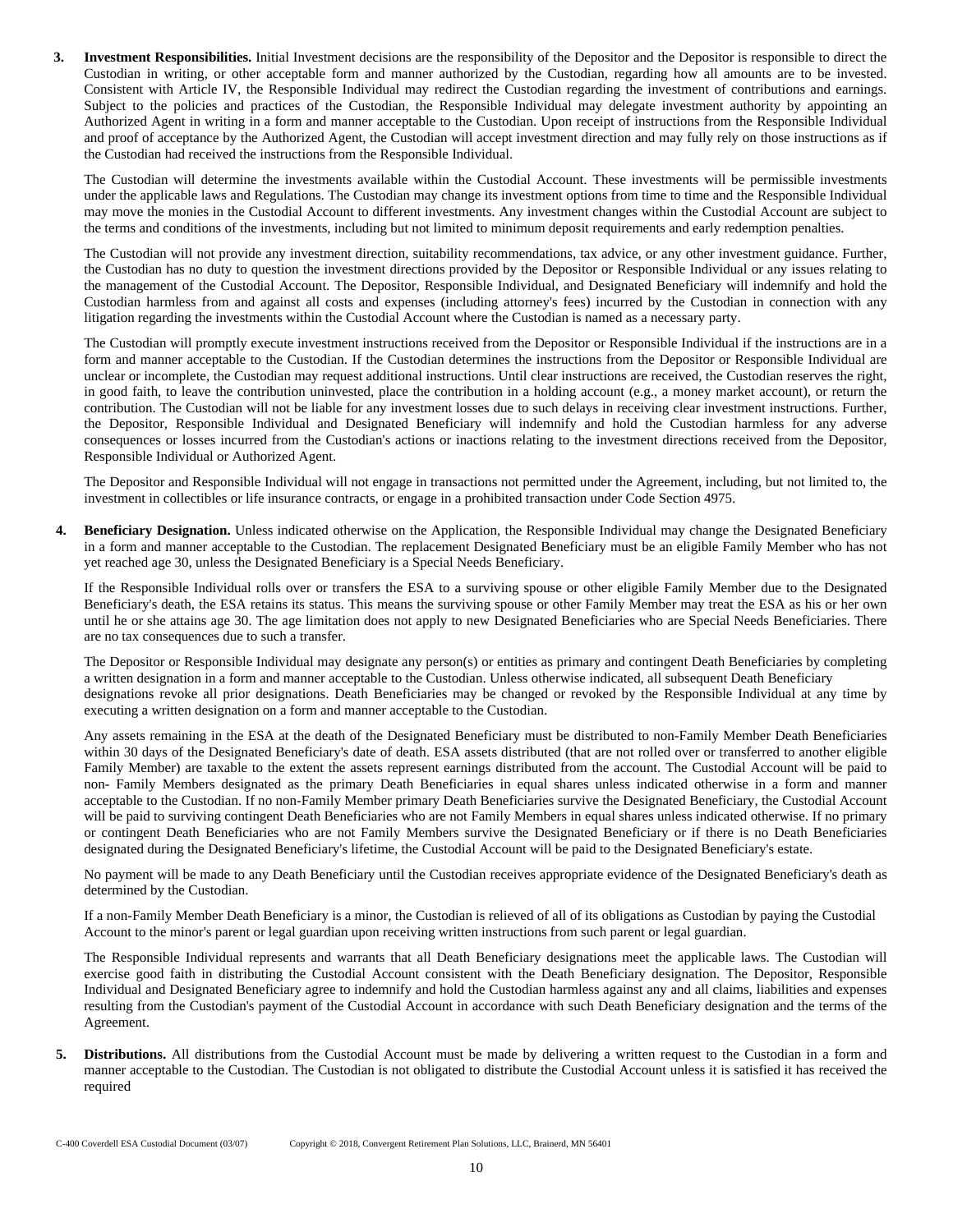**3. Investment Responsibilities.** Initial Investment decisions are the responsibility of the Depositor and the Depositor is responsible to direct the Custodian in writing, or other acceptable form and manner authorized by the Custodian, regarding how all amounts are to be invested. Consistent with Article IV, the Responsible Individual may redirect the Custodian regarding the investment of contributions and earnings. Subject to the policies and practices of the Custodian, the Responsible Individual may delegate investment authority by appointing an Authorized Agent in writing in a form and manner acceptable to the Custodian. Upon receipt of instructions from the Responsible Individual and proof of acceptance by the Authorized Agent, the Custodian will accept investment direction and may fully rely on those instructions as if the Custodian had received the instructions from the Responsible Individual.

The Custodian will determine the investments available within the Custodial Account. These investments will be permissible investments under the applicable laws and Regulations. The Custodian may change its investment options from time to time and the Responsible Individual may move the monies in the Custodial Account to different investments. Any investment changes within the Custodial Account are subject to the terms and conditions of the investments, including but not limited to minimum deposit requirements and early redemption penalties.

The Custodian will not provide any investment direction, suitability recommendations, tax advice, or any other investment guidance. Further, the Custodian has no duty to question the investment directions provided by the Depositor or Responsible Individual or any issues relating to the management of the Custodial Account. The Depositor, Responsible Individual, and Designated Beneficiary will indemnify and hold the Custodian harmless from and against all costs and expenses (including attorney's fees) incurred by the Custodian in connection with any litigation regarding the investments within the Custodial Account where the Custodian is named as a necessary party.

The Custodian will promptly execute investment instructions received from the Depositor or Responsible Individual if the instructions are in a form and manner acceptable to the Custodian. If the Custodian determines the instructions from the Depositor or Responsible Individual are unclear or incomplete, the Custodian may request additional instructions. Until clear instructions are received, the Custodian reserves the right, in good faith, to leave the contribution uninvested, place the contribution in a holding account (e.g., a money market account), or return the contribution. The Custodian will not be liable for any investment losses due to such delays in receiving clear investment instructions. Further, the Depositor, Responsible Individual and Designated Beneficiary will indemnify and hold the Custodian harmless for any adverse consequences or losses incurred from the Custodian's actions or inactions relating to the investment directions received from the Depositor, Responsible Individual or Authorized Agent.

The Depositor and Responsible Individual will not engage in transactions not permitted under the Agreement, including, but not limited to, the investment in collectibles or life insurance contracts, or engage in a prohibited transaction under Code Section 4975.

**4. Beneficiary Designation.** Unless indicated otherwise on the Application, the Responsible Individual may change the Designated Beneficiary in a form and manner acceptable to the Custodian. The replacement Designated Beneficiary must be an eligible Family Member who has not yet reached age 30, unless the Designated Beneficiary is a Special Needs Beneficiary.

If the Responsible Individual rolls over or transfers the ESA to a surviving spouse or other eligible Family Member due to the Designated Beneficiary's death, the ESA retains its status. This means the surviving spouse or other Family Member may treat the ESA as his or her own until he or she attains age 30. The age limitation does not apply to new Designated Beneficiaries who are Special Needs Beneficiaries. There are no tax consequences due to such a transfer.

The Depositor or Responsible Individual may designate any person(s) or entities as primary and contingent Death Beneficiaries by completing a written designation in a form and manner acceptable to the Custodian. Unless otherwise indicated, all subsequent Death Beneficiary designations revoke all prior designations. Death Beneficiaries may be changed or revoked by the Responsible Individual at any time by executing a written designation on a form and manner acceptable to the Custodian.

Any assets remaining in the ESA at the death of the Designated Beneficiary must be distributed to non-Family Member Death Beneficiaries within 30 days of the Designated Beneficiary's date of death. ESA assets distributed (that are not rolled over or transferred to another eligible Family Member) are taxable to the extent the assets represent earnings distributed from the account. The Custodial Account will be paid to non- Family Members designated as the primary Death Beneficiaries in equal shares unless indicated otherwise in a form and manner acceptable to the Custodian. If no non-Family Member primary Death Beneficiaries survive the Designated Beneficiary, the Custodial Account will be paid to surviving contingent Death Beneficiaries who are not Family Members in equal shares unless indicated otherwise. If no primary or contingent Death Beneficiaries who are not Family Members survive the Designated Beneficiary or if there is no Death Beneficiaries designated during the Designated Beneficiary's lifetime, the Custodial Account will be paid to the Designated Beneficiary's estate.

No payment will be made to any Death Beneficiary until the Custodian receives appropriate evidence of the Designated Beneficiary's death as determined by the Custodian.

If a non-Family Member Death Beneficiary is a minor, the Custodian is relieved of all of its obligations as Custodian by paying the Custodial Account to the minor's parent or legal guardian upon receiving written instructions from such parent or legal guardian.

The Responsible Individual represents and warrants that all Death Beneficiary designations meet the applicable laws. The Custodian will exercise good faith in distributing the Custodial Account consistent with the Death Beneficiary designation. The Depositor, Responsible Individual and Designated Beneficiary agree to indemnify and hold the Custodian harmless against any and all claims, liabilities and expenses resulting from the Custodian's payment of the Custodial Account in accordance with such Death Beneficiary designation and the terms of the Agreement.

**5. Distributions.** All distributions from the Custodial Account must be made by delivering a written request to the Custodian in a form and manner acceptable to the Custodian. The Custodian is not obligated to distribute the Custodial Account unless it is satisfied it has received the required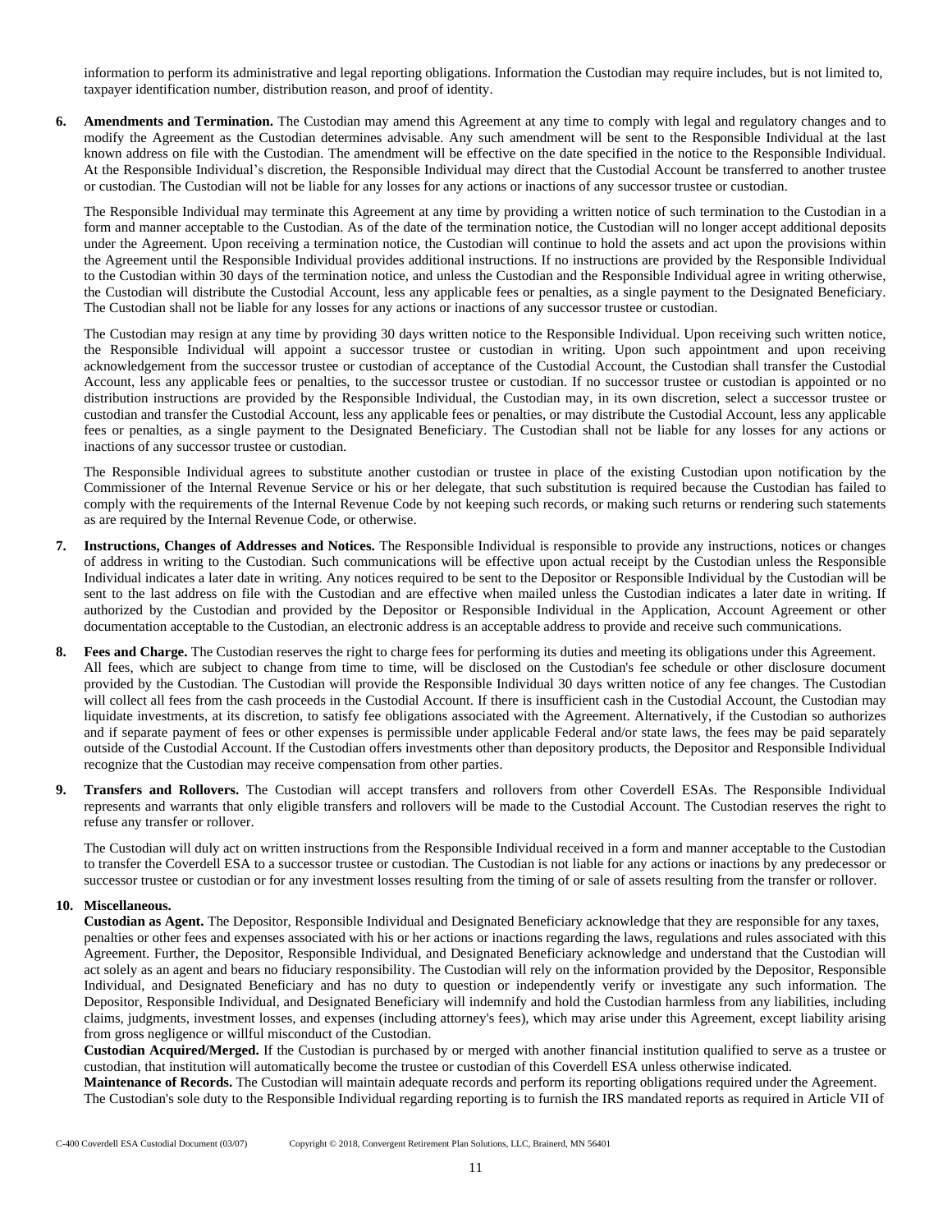information to perform its administrative and legal reporting obligations. Information the Custodian may require includes, but is not limited to, taxpayer identification number, distribution reason, and proof of identity.

6. **Amendments and Termination.** The Custodian may amend this Agreement at any time to comply with legal and regulatory changes and to modify the Agreement as the Custodian determines advisable. Any such amendment will be sent to the Responsible Individual at the last known address on file with the Custodian. The amendment will be effective on the date specified in the notice to the Responsible Individual. At the Responsible Individual's discretion, the Responsible Individual may direct that the Custodial Account be transferred to another trustee or custodian. The Custodian will not be liable for any losses for any actions or inactions of any successor trustee or custodian.

   The Responsible Individual may terminate this Agreement at any time by providing a written notice of such termination to the Custodian in a form and manner acceptable to the Custodian. As of the date of the termination notice, the Custodian will no longer accept additional deposits under the Agreement. Upon receiving a termination notice, the Custodian will continue to hold the assets and act upon the provisions within the Agreement until the Responsible Individual provides additional instructions. If no instructions are provided by the Responsible Individual to the Custodian within 30 days of the termination notice, and unless the Custodian and the Responsible Individual agree in writing otherwise, the Custodian will distribute the Custodial Account, less any applicable fees or penalties, as a single payment to the Designated Beneficiary. The Custodian shall not be liable for any losses for any actions or inactions of any successor trustee or custodian.

   The Custodian may resign at any time by providing 30 days written notice to the Responsible Individual. Upon receiving such written notice, the Responsible Individual will appoint a successor trustee or custodian in writing. Upon such appointment and upon receiving acknowledgement from the successor trustee or custodian of acceptance of the Custodial Account, the Custodian shall transfer the Custodial Account, less any applicable fees or penalties, to the successor trustee or custodian. If no successor trustee or custodian is appointed or no distribution instructions are provided by the Responsible Individual, the Custodian may, in its own discretion, select a successor trustee or custodian and transfer the Custodial Account, less any applicable fees or penalties, or may distribute the Custodial Account, less any applicable fees or penalties, as a single payment to the Designated Beneficiary. The Custodian shall not be liable for any losses for any actions or inactions of any successor trustee or custodian.

   The Responsible Individual agrees to substitute another custodian or trustee in place of the existing Custodian upon notification by the Commissioner of the Internal Revenue Service or his or her delegate, that such substitution is required because the Custodian has failed to comply with the requirements of the Internal Revenue Code by not keeping such records, or making such returns or rendering such statements as are required by the Internal Revenue Code, or otherwise.

7. **Instructions, Changes of Addresses and Notices.** The Responsible Individual is responsible to provide any instructions, notices or changes of address in writing to the Custodian. Such communications will be effective upon actual receipt by the Custodian unless the Responsible Individual indicates a later date in writing. Any notices required to be sent to the Depositor or Responsible Individual by the Custodian will be sent to the last address on file with the Custodian and are effective when mailed unless the Custodian indicates a later date in writing. If authorized by the Custodian and provided by the Depositor or Responsible Individual in the Application, Account Agreement or other documentation acceptable to the Custodian, an electronic address is an acceptable address to provide and receive such communications.

8. **Fees and Charge.** The Custodian reserves the right to charge fees for performing its duties and meeting its obligations under this Agreement. All fees, which are subject to change from time to time, will be disclosed on the Custodian's fee schedule or other disclosure document provided by the Custodian. The Custodian will provide the Responsible Individual 30 days written notice of any fee changes. The Custodian will collect all fees from the cash proceeds in the Custodial Account. If there is insufficient cash in the Custodial Account, the Custodian may liquidate investments, at its discretion, to satisfy fee obligations associated with the Agreement. Alternatively, if the Custodian so authorizes and if separate payment of fees or other expenses is permissible under applicable Federal and/or state laws, the fees may be paid separately outside of the Custodial Account. If the Custodian offers investments other than depository products, the Depositor and Responsible Individual recognize that the Custodian may receive compensation from other parties.

9. **Transfers and Rollovers.** The Custodian will accept transfers and rollovers from other Coverdell ESAs. The Responsible Individual represents and warrants that only eligible transfers and rollovers will be made to the Custodial Account. The Custodian reserves the right to refuse any transfer or rollover.

   The Custodian will duly act on written instructions from the Responsible Individual received in a form and manner acceptable to the Custodian to transfer the Coverdell ESA to a successor trustee or custodian. The Custodian is not liable for any actions or inactions by any predecessor or successor trustee or custodian or for any investment losses resulting from the timing of or sale of assets resulting from the transfer or rollover.

10. **Miscellaneous.**

    **Custodian as Agent.** The Depositor, Responsible Individual and Designated Beneficiary acknowledge that they are responsible for any taxes, penalties or other fees and expenses associated with his or her actions or inactions regarding the laws, regulations and rules associated with this Agreement. Further, the Depositor, Responsible Individual, and Designated Beneficiary acknowledge and understand that the Custodian will act solely as an agent and bears no fiduciary responsibility. The Custodian will rely on the information provided by the Depositor, Responsible Individual, and Designated Beneficiary and has no duty to question or independently verify or investigate any such information. The Depositor, Responsible Individual, and Designated Beneficiary will indemnify and hold the Custodian harmless from any liabilities, including claims, judgments, investment losses, and expenses (including attorney's fees), which may arise under this Agreement, except liability arising from gross negligence or willful misconduct of the Custodian.

    **Custodian Acquired/Merged.** If the Custodian is purchased by or merged with another financial institution qualified to serve as a trustee or custodian, that institution will automatically become the trustee or custodian of this Coverdell ESA unless otherwise indicated.

    **Maintenance of Records.** The Custodian will maintain adequate records and perform its reporting obligations required under the Agreement. The Custodian's sole duty to the Responsible Individual regarding reporting is to furnish the IRS mandated reports as required in Article VII of

C-400 Coverdell ESA Custodial Document (03/07) Copyright © 2018, Convergent Retirement Plan Solutions, LLC, Brainerd, MN 56401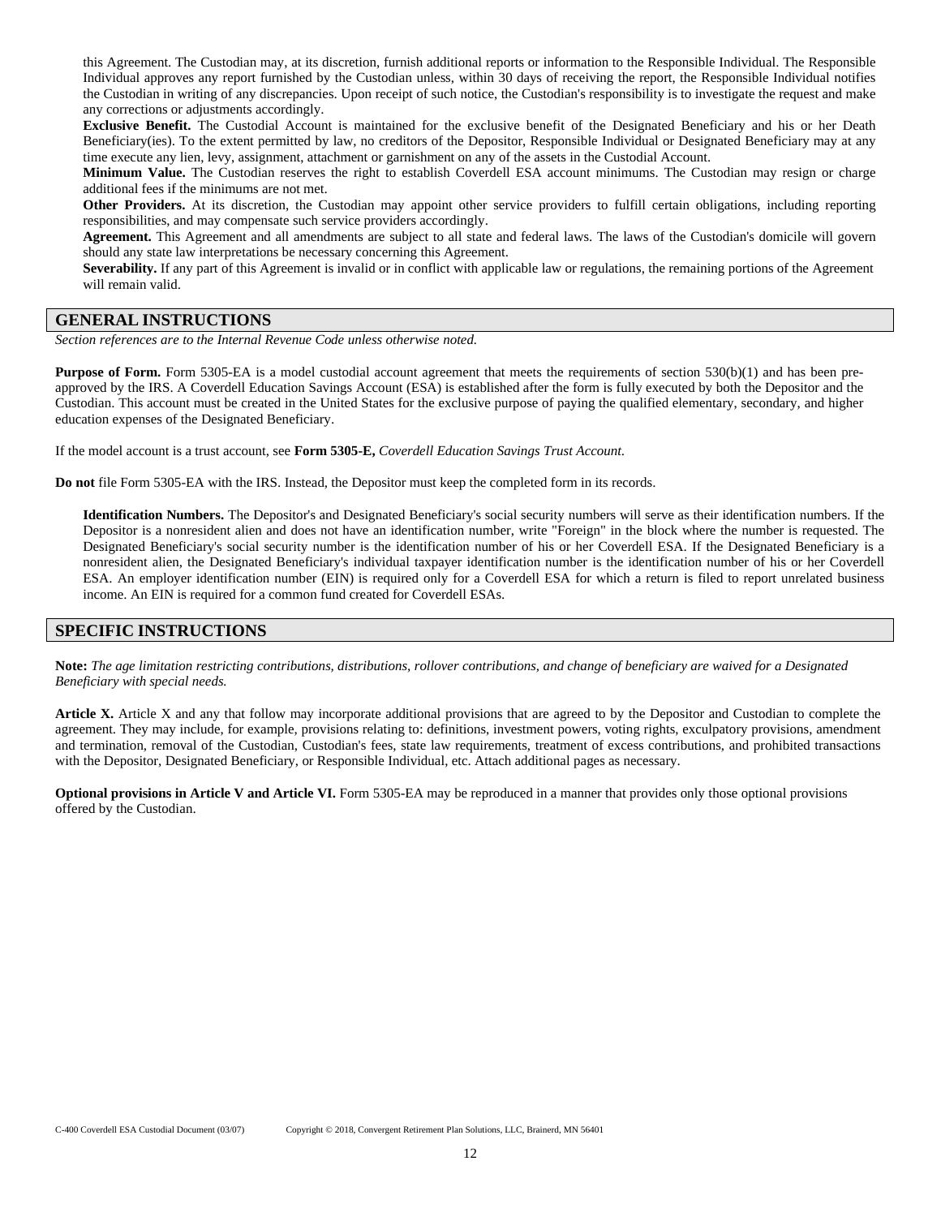this Agreement. The Custodian may, at its discretion, furnish additional reports or information to the Responsible Individual. The Responsible Individual approves any report furnished by the Custodian unless, within 30 days of receiving the report, the Responsible Individual notifies the Custodian in writing of any discrepancies. Upon receipt of such notice, the Custodian's responsibility is to investigate the request and make any corrections or adjustments accordingly.

**Exclusive Benefit.** The Custodial Account is maintained for the exclusive benefit of the Designated Beneficiary and his or her Death Beneficiary(ies). To the extent permitted by law, no creditors of the Depositor, Responsible Individual or Designated Beneficiary may at any time execute any lien, levy, assignment, attachment or garnishment on any of the assets in the Custodial Account.

**Minimum Value.** The Custodian reserves the right to establish Coverdell ESA account minimums. The Custodian may resign or charge additional fees if the minimums are not met.

**Other Providers.** At its discretion, the Custodian may appoint other service providers to fulfill certain obligations, including reporting responsibilities, and may compensate such service providers accordingly.

**Agreement.** This Agreement and all amendments are subject to all state and federal laws. The laws of the Custodian's domicile will govern should any state law interpretations be necessary concerning this Agreement.

**Severability.** If any part of this Agreement is invalid or in conflict with applicable law or regulations, the remaining portions of the Agreement will remain valid.

## GENERAL INSTRUCTIONS

*Section references are to the Internal Revenue Code unless otherwise noted.*

**Purpose of Form.** Form 5305-EA is a model custodial account agreement that meets the requirements of section 530(b)(1) and has been pre-approved by the IRS. A Coverdell Education Savings Account (ESA) is established after the form is fully executed by both the Depositor and the Custodian. This account must be created in the United States for the exclusive purpose of paying the qualified elementary, secondary, and higher education expenses of the Designated Beneficiary.

If the model account is a trust account, see **Form 5305-E,** *Coverdell Education Savings Trust Account.*

**Do not** file Form 5305-EA with the IRS. Instead, the Depositor must keep the completed form in its records.

**Identification Numbers.** The Depositor's and Designated Beneficiary's social security numbers will serve as their identification numbers. If the Depositor is a nonresident alien and does not have an identification number, write "Foreign" in the block where the number is requested. The Designated Beneficiary's social security number is the identification number of his or her Coverdell ESA. If the Designated Beneficiary is a nonresident alien, the Designated Beneficiary's individual taxpayer identification number is the identification number of his or her Coverdell ESA. An employer identification number (EIN) is required only for a Coverdell ESA for which a return is filed to report unrelated business income. An EIN is required for a common fund created for Coverdell ESAs.

## SPECIFIC INSTRUCTIONS

**Note:** *The age limitation restricting contributions, distributions, rollover contributions, and change of beneficiary are waived for a Designated Beneficiary with special needs.*

**Article X.** Article X and any that follow may incorporate additional provisions that are agreed to by the Depositor and Custodian to complete the agreement. They may include, for example, provisions relating to: definitions, investment powers, voting rights, exculpatory provisions, amendment and termination, removal of the Custodian, Custodian's fees, state law requirements, treatment of excess contributions, and prohibited transactions with the Depositor, Designated Beneficiary, or Responsible Individual, etc. Attach additional pages as necessary.

**Optional provisions in Article V and Article VI.** Form 5305-EA may be reproduced in a manner that provides only those optional provisions offered by the Custodian.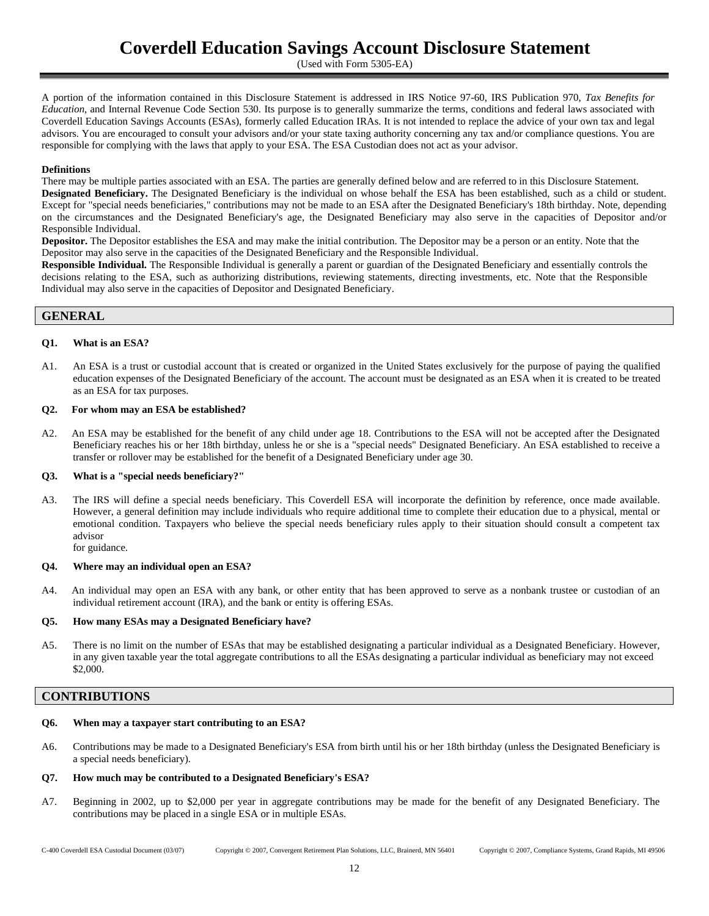# Coverdell Education Savings Account Disclosure Statement

(Used with Form 5305-EA)

A portion of the information contained in this Disclosure Statement is addressed in IRS Notice 97-60, IRS Publication 970, *Tax Benefits for Education*, and Internal Revenue Code Section 530. Its purpose is to generally summarize the terms, conditions and federal laws associated with Coverdell Education Savings Accounts (ESAs), formerly called Education IRAs. It is not intended to replace the advice of your own tax and legal advisors. You are encouraged to consult your advisors and/or your state taxing authority concerning any tax and/or compliance questions. You are responsible for complying with the laws that apply to your ESA. The ESA Custodian does not act as your advisor.

**Definitions**

There may be multiple parties associated with an ESA. The parties are generally defined below and are referred to in this Disclosure Statement.

**Designated Beneficiary.** The Designated Beneficiary is the individual on whose behalf the ESA has been established, such as a child or student. Except for "special needs beneficiaries," contributions may not be made to an ESA after the Designated Beneficiary's 18th birthday. Note, depending on the circumstances and the Designated Beneficiary's age, the Designated Beneficiary may also serve in the capacities of Depositor and/or Responsible Individual.

**Depositor.** The Depositor establishes the ESA and may make the initial contribution. The Depositor may be a person or an entity. Note that the Depositor may also serve in the capacities of the Designated Beneficiary and the Responsible Individual.

**Responsible Individual.** The Responsible Individual is generally a parent or guardian of the Designated Beneficiary and essentially controls the decisions relating to the ESA, such as authorizing distributions, reviewing statements, directing investments, etc. Note that the Responsible Individual may also serve in the capacities of Depositor and Designated Beneficiary.

## GENERAL

**Q1. What is an ESA?**

A1. An ESA is a trust or custodial account that is created or organized in the United States exclusively for the purpose of paying the qualified education expenses of the Designated Beneficiary of the account. The account must be designated as an ESA when it is created to be treated as an ESA for tax purposes.

**Q2. For whom may an ESA be established?**

A2. An ESA may be established for the benefit of any child under age 18. Contributions to the ESA will not be accepted after the Designated Beneficiary reaches his or her 18th birthday, unless he or she is a "special needs" Designated Beneficiary. An ESA established to receive a transfer or rollover may be established for the benefit of a Designated Beneficiary under age 30.

**Q3. What is a "special needs beneficiary?"**

A3. The IRS will define a special needs beneficiary. This Coverdell ESA will incorporate the definition by reference, once made available. However, a general definition may include individuals who require additional time to complete their education due to a physical, mental or emotional condition. Taxpayers who believe the special needs beneficiary rules apply to their situation should consult a competent tax advisor for guidance.

**Q4. Where may an individual open an ESA?**

A4. An individual may open an ESA with any bank, or other entity that has been approved to serve as a nonbank trustee or custodian of an individual retirement account (IRA), and the bank or entity is offering ESAs.

**Q5. How many ESAs may a Designated Beneficiary have?**

A5. There is no limit on the number of ESAs that may be established designating a particular individual as a Designated Beneficiary. However, in any given taxable year the total aggregate contributions to all the ESAs designating a particular individual as beneficiary may not exceed $2,000.

## CONTRIBUTIONS

**Q6. When may a taxpayer start contributing to an ESA?**

A6. Contributions may be made to a Designated Beneficiary's ESA from birth until his or her 18th birthday (unless the Designated Beneficiary is a special needs beneficiary).

**Q7. How much may be contributed to a Designated Beneficiary's ESA?**

A7. Beginning in 2002, up to $2,000 per year in aggregate contributions may be made for the benefit of any Designated Beneficiary. The contributions may be placed in a single ESA or in multiple ESAs.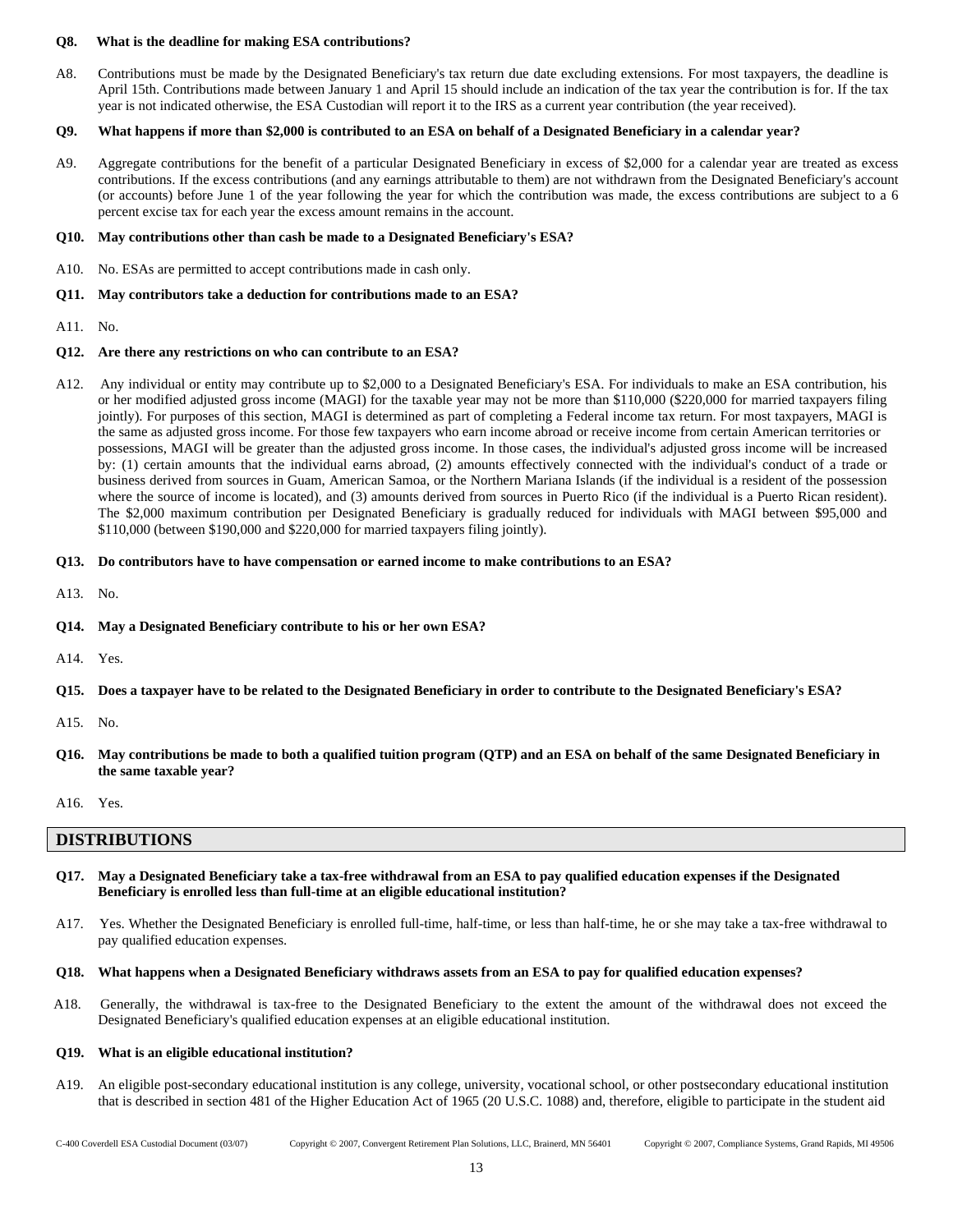**Q8. What is the deadline for making ESA contributions?**

A8. Contributions must be made by the Designated Beneficiary's tax return due date excluding extensions. For most taxpayers, the deadline is April 15th. Contributions made between January 1 and April 15 should include an indication of the tax year the contribution is for. If the tax year is not indicated otherwise, the ESA Custodian will report it to the IRS as a current year contribution (the year received).

**Q9. What happens if more than $2,000 is contributed to an ESA on behalf of a Designated Beneficiary in a calendar year?**

A9. Aggregate contributions for the benefit of a particular Designated Beneficiary in excess of $2,000 for a calendar year are treated as excess contributions. If the excess contributions (and any earnings attributable to them) are not withdrawn from the Designated Beneficiary's account (or accounts) before June 1 of the year following the year for which the contribution was made, the excess contributions are subject to a 6 percent excise tax for each year the excess amount remains in the account.

**Q10. May contributions other than cash be made to a Designated Beneficiary's ESA?**

A10. No. ESAs are permitted to accept contributions made in cash only.

**Q11. May contributors take a deduction for contributions made to an ESA?**

A11. No.

**Q12. Are there any restrictions on who can contribute to an ESA?**

A12. Any individual or entity may contribute up to $2,000 to a Designated Beneficiary's ESA. For individuals to make an ESA contribution, his or her modified adjusted gross income (MAGI) for the taxable year may not be more than $110,000 ($220,000 for married taxpayers filing jointly). For purposes of this section, MAGI is determined as part of completing a Federal income tax return. For most taxpayers, MAGI is the same as adjusted gross income. For those few taxpayers who earn income abroad or receive income from certain American territories or possessions, MAGI will be greater than the adjusted gross income. In those cases, the individual's adjusted gross income will be increased by: (1) certain amounts that the individual earns abroad, (2) amounts effectively connected with the individual's conduct of a trade or business derived from sources in Guam, American Samoa, or the Northern Mariana Islands (if the individual is a resident of the possession where the source of income is located), and (3) amounts derived from sources in Puerto Rico (if the individual is a Puerto Rican resident). The $2,000 maximum contribution per Designated Beneficiary is gradually reduced for individuals with MAGI between $95,000 and $110,000 (between $190,000 and $220,000 for married taxpayers filing jointly).

**Q13. Do contributors have to have compensation or earned income to make contributions to an ESA?**

A13. No.

**Q14. May a Designated Beneficiary contribute to his or her own ESA?**

A14. Yes.

**Q15. Does a taxpayer have to be related to the Designated Beneficiary in order to contribute to the Designated Beneficiary's ESA?**

A15. No.

**Q16. May contributions be made to both a qualified tuition program (QTP) and an ESA on behalf of the same Designated Beneficiary in the same taxable year?**

A16. Yes.

## DISTRIBUTIONS

**Q17. May a Designated Beneficiary take a tax-free withdrawal from an ESA to pay qualified education expenses if the Designated Beneficiary is enrolled less than full-time at an eligible educational institution?**

A17. Yes. Whether the Designated Beneficiary is enrolled full-time, half-time, or less than half-time, he or she may take a tax-free withdrawal to pay qualified education expenses.

**Q18. What happens when a Designated Beneficiary withdraws assets from an ESA to pay for qualified education expenses?**

A18. Generally, the withdrawal is tax-free to the Designated Beneficiary to the extent the amount of the withdrawal does not exceed the Designated Beneficiary's qualified education expenses at an eligible educational institution.

**Q19. What is an eligible educational institution?**

A19. An eligible post-secondary educational institution is any college, university, vocational school, or other postsecondary educational institution that is described in section 481 of the Higher Education Act of 1965 (20 U.S.C. 1088) and, therefore, eligible to participate in the student aid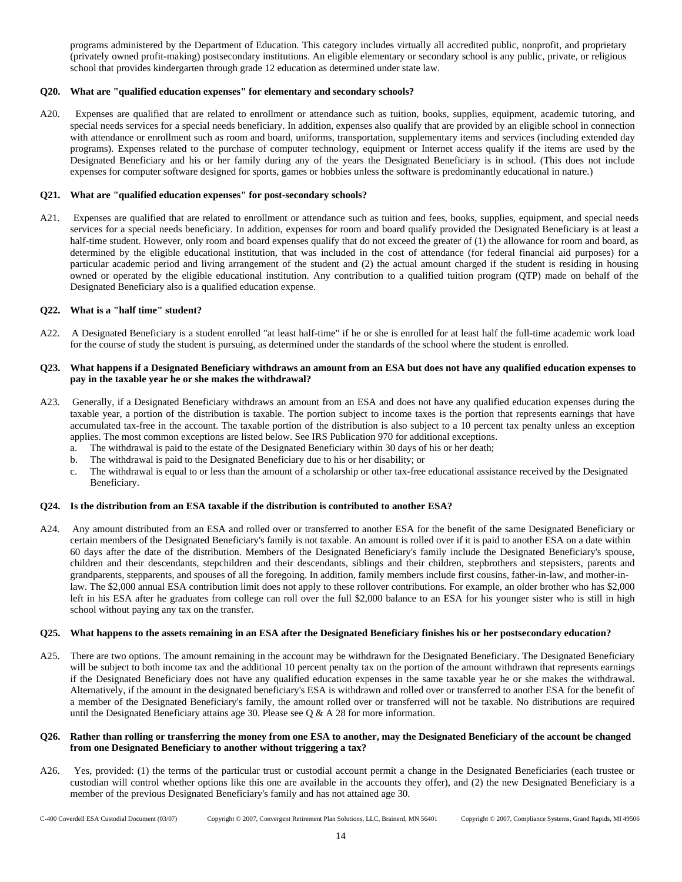programs administered by the Department of Education. This category includes virtually all accredited public, nonprofit, and proprietary (privately owned profit-making) postsecondary institutions. An eligible elementary or secondary school is any public, private, or religious school that provides kindergarten through grade 12 education as determined under state law.

**Q20. What are "qualified education expenses" for elementary and secondary schools?**

A20. Expenses are qualified that are related to enrollment or attendance such as tuition, books, supplies, equipment, academic tutoring, and special needs services for a special needs beneficiary. In addition, expenses also qualify that are provided by an eligible school in connection with attendance or enrollment such as room and board, uniforms, transportation, supplementary items and services (including extended day programs). Expenses related to the purchase of computer technology, equipment or Internet access qualify if the items are used by the Designated Beneficiary and his or her family during any of the years the Designated Beneficiary is in school. (This does not include expenses for computer software designed for sports, games or hobbies unless the software is predominantly educational in nature.)

**Q21. What are "qualified education expenses" for post-secondary schools?**

A21. Expenses are qualified that are related to enrollment or attendance such as tuition and fees, books, supplies, equipment, and special needs services for a special needs beneficiary. In addition, expenses for room and board qualify provided the Designated Beneficiary is at least a half-time student. However, only room and board expenses qualify that do not exceed the greater of (1) the allowance for room and board, as determined by the eligible educational institution, that was included in the cost of attendance (for federal financial aid purposes) for a particular academic period and living arrangement of the student and (2) the actual amount charged if the student is residing in housing owned or operated by the eligible educational institution. Any contribution to a qualified tuition program (QTP) made on behalf of the Designated Beneficiary also is a qualified education expense.

**Q22. What is a "half time" student?**

A22. A Designated Beneficiary is a student enrolled "at least half-time" if he or she is enrolled for at least half the full-time academic work load for the course of study the student is pursuing, as determined under the standards of the school where the student is enrolled.

**Q23. What happens if a Designated Beneficiary withdraws an amount from an ESA but does not have any qualified education expenses to pay in the taxable year he or she makes the withdrawal?**

A23. Generally, if a Designated Beneficiary withdraws an amount from an ESA and does not have any qualified education expenses during the taxable year, a portion of the distribution is taxable. The portion subject to income taxes is the portion that represents earnings that have accumulated tax-free in the account. The taxable portion of the distribution is also subject to a 10 percent tax penalty unless an exception applies. The most common exceptions are listed below. See IRS Publication 970 for additional exceptions.

a. The withdrawal is paid to the estate of the Designated Beneficiary within 30 days of his or her death;
b. The withdrawal is paid to the Designated Beneficiary due to his or her disability; or
c. The withdrawal is equal to or less than the amount of a scholarship or other tax-free educational assistance received by the Designated Beneficiary.

**Q24. Is the distribution from an ESA taxable if the distribution is contributed to another ESA?**

A24. Any amount distributed from an ESA and rolled over or transferred to another ESA for the benefit of the same Designated Beneficiary or certain members of the Designated Beneficiary's family is not taxable. An amount is rolled over if it is paid to another ESA on a date within 60 days after the date of the distribution. Members of the Designated Beneficiary's family include the Designated Beneficiary's spouse, children and their descendants, stepchildren and their descendants, siblings and their children, stepbrothers and stepsisters, parents and grandparents, stepparents, and spouses of all the foregoing. In addition, family members include first cousins, father-in-law, and mother-in-law. The $2,000 annual ESA contribution limit does not apply to these rollover contributions. For example, an older brother who has $2,000 left in his ESA after he graduates from college can roll over the full $2,000 balance to an ESA for his younger sister who is still in high school without paying any tax on the transfer.

**Q25. What happens to the assets remaining in an ESA after the Designated Beneficiary finishes his or her postsecondary education?**

A25. There are two options. The amount remaining in the account may be withdrawn for the Designated Beneficiary. The Designated Beneficiary will be subject to both income tax and the additional 10 percent penalty tax on the portion of the amount withdrawn that represents earnings if the Designated Beneficiary does not have any qualified education expenses in the same taxable year he or she makes the withdrawal. Alternatively, if the amount in the designated beneficiary's ESA is withdrawn and rolled over or transferred to another ESA for the benefit of a member of the Designated Beneficiary's family, the amount rolled over or transferred will not be taxable. No distributions are required until the Designated Beneficiary attains age 30. Please see Q & A 28 for more information.

**Q26. Rather than rolling or transferring the money from one ESA to another, may the Designated Beneficiary of the account be changed from one Designated Beneficiary to another without triggering a tax?**

A26. Yes, provided: (1) the terms of the particular trust or custodial account permit a change in the Designated Beneficiaries (each trustee or custodian will control whether options like this one are available in the accounts they offer), and (2) the new Designated Beneficiary is a member of the previous Designated Beneficiary's family and has not attained age 30.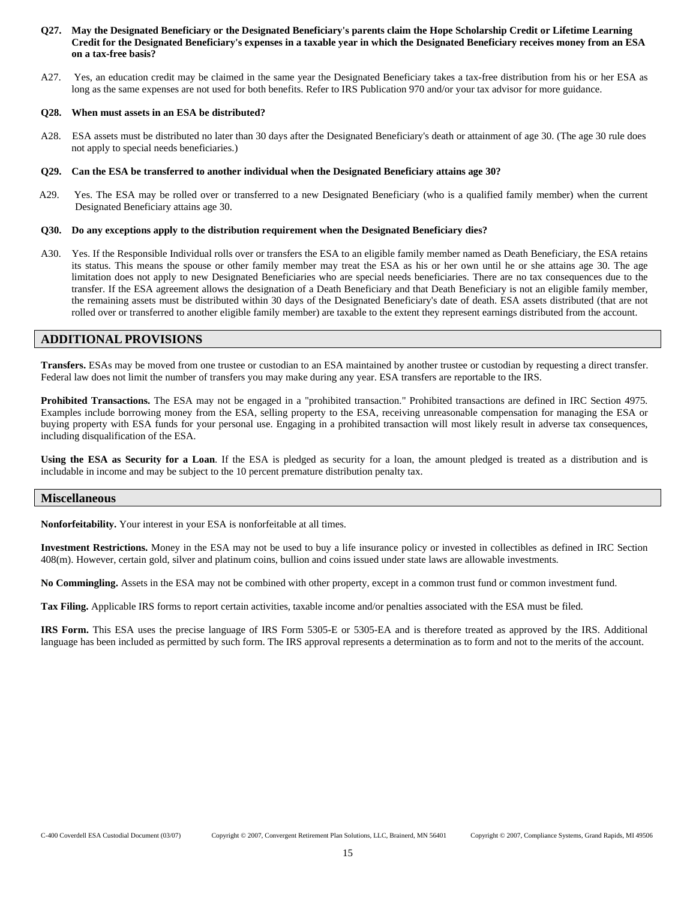**Q27. May the Designated Beneficiary or the Designated Beneficiary's parents claim the Hope Scholarship Credit or Lifetime Learning Credit for the Designated Beneficiary's expenses in a taxable year in which the Designated Beneficiary receives money from an ESA on a tax-free basis?**

A27. Yes, an education credit may be claimed in the same year the Designated Beneficiary takes a tax-free distribution from his or her ESA as long as the same expenses are not used for both benefits. Refer to IRS Publication 970 and/or your tax advisor for more guidance.

**Q28. When must assets in an ESA be distributed?**

A28. ESA assets must be distributed no later than 30 days after the Designated Beneficiary's death or attainment of age 30. (The age 30 rule does not apply to special needs beneficiaries.)

**Q29. Can the ESA be transferred to another individual when the Designated Beneficiary attains age 30?**

A29. Yes. The ESA may be rolled over or transferred to a new Designated Beneficiary (who is a qualified family member) when the current Designated Beneficiary attains age 30.

**Q30. Do any exceptions apply to the distribution requirement when the Designated Beneficiary dies?**

A30. Yes. If the Responsible Individual rolls over or transfers the ESA to an eligible family member named as Death Beneficiary, the ESA retains its status. This means the spouse or other family member may treat the ESA as his or her own until he or she attains age 30. The age limitation does not apply to new Designated Beneficiaries who are special needs beneficiaries. There are no tax consequences due to the transfer. If the ESA agreement allows the designation of a Death Beneficiary and that Death Beneficiary is not an eligible family member, the remaining assets must be distributed within 30 days of the Designated Beneficiary's date of death. ESA assets distributed (that are not rolled over or transferred to another eligible family member) are taxable to the extent they represent earnings distributed from the account.

## ADDITIONAL PROVISIONS

**Transfers.** ESAs may be moved from one trustee or custodian to an ESA maintained by another trustee or custodian by requesting a direct transfer. Federal law does not limit the number of transfers you may make during any year. ESA transfers are reportable to the IRS.

**Prohibited Transactions.** The ESA may not be engaged in a "prohibited transaction." Prohibited transactions are defined in IRC Section 4975. Examples include borrowing money from the ESA, selling property to the ESA, receiving unreasonable compensation for managing the ESA or buying property with ESA funds for your personal use. Engaging in a prohibited transaction will most likely result in adverse tax consequences, including disqualification of the ESA.

**Using the ESA as Security for a Loan**. If the ESA is pledged as security for a loan, the amount pledged is treated as a distribution and is includable in income and may be subject to the 10 percent premature distribution penalty tax.

## Miscellaneous

**Nonforfeitability.** Your interest in your ESA is nonforfeitable at all times.

**Investment Restrictions.** Money in the ESA may not be used to buy a life insurance policy or invested in collectibles as defined in IRC Section 408(m). However, certain gold, silver and platinum coins, bullion and coins issued under state laws are allowable investments.

**No Commingling.** Assets in the ESA may not be combined with other property, except in a common trust fund or common investment fund.

**Tax Filing.** Applicable IRS forms to report certain activities, taxable income and/or penalties associated with the ESA must be filed.

**IRS Form.** This ESA uses the precise language of IRS Form 5305-E or 5305-EA and is therefore treated as approved by the IRS. Additional language has been included as permitted by such form. The IRS approval represents a determination as to form and not to the merits of the account.